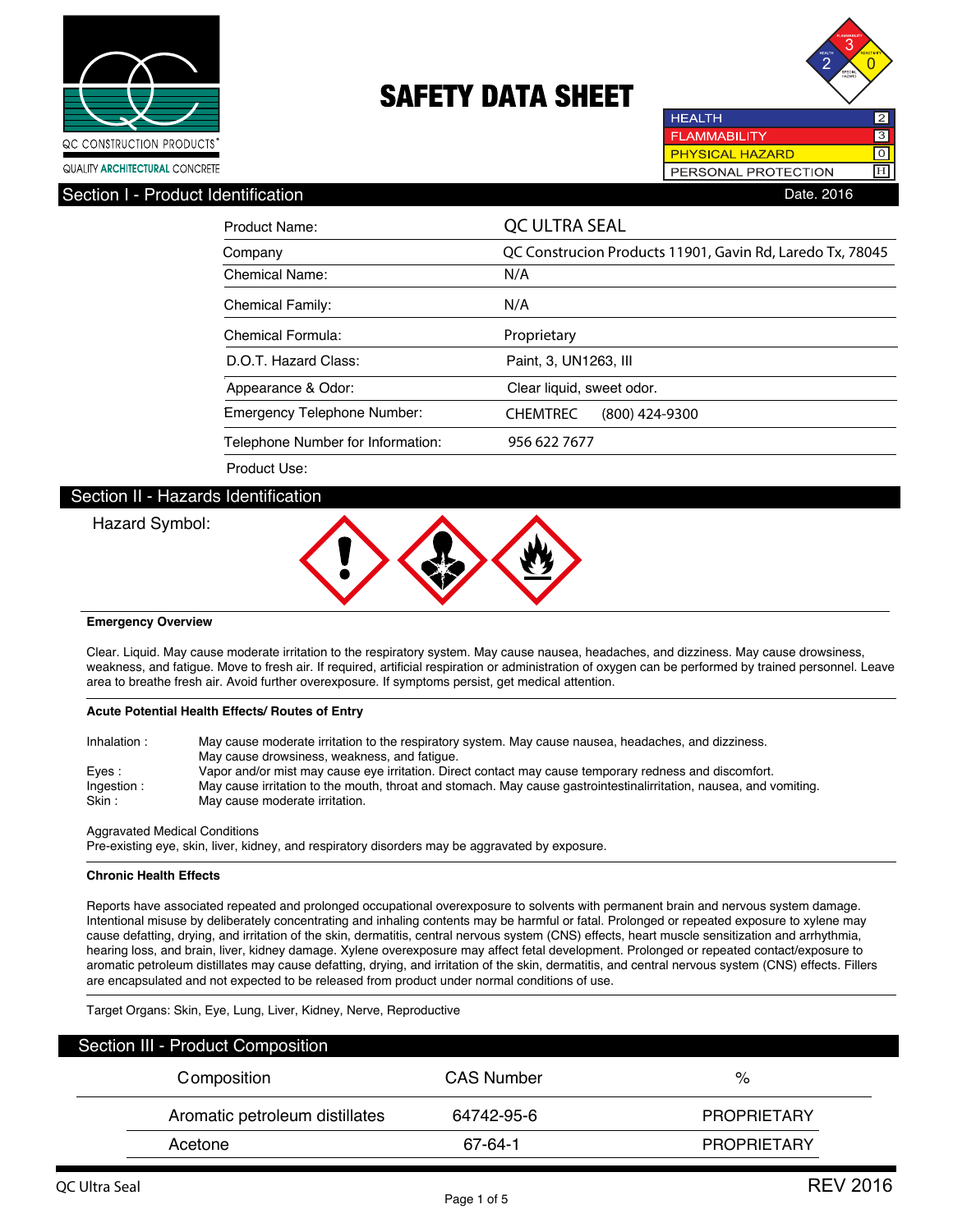QC CONSTRUCTION PRODUCTS®

QUALITY ARCHITECTURAL CONCRETE

# SAFETY DATA SHEET

| | |
|---|---|
| HEALTH | 2 |
| FLAMMABILITY | 3 |
| PHYSICAL HAZARD | 0 |
| PERSONAL PROTECTION | H |

## Section I - Product Identification

Date. 2016

| | |
|---|---|
| Product Name: | QC ULTRA SEAL |
| Company | QC Construcion Products 11901, Gavin Rd, Laredo Tx, 78045 |
| Chemical Name: | N/A |
| Chemical Family: | N/A |
| Chemical Formula: | Proprietary |
| D.O.T. Hazard Class: | Paint, 3, UN1263, III |
| Appearance & Odor: | Clear liquid, sweet odor. |
| Emergency Telephone Number: | CHEMTREC (800) 424-9300 |
| Telephone Number for Information: | 956 622 7677 |
| Product Use: | |

## Section II - Hazards Identification

Hazard Symbol:

**Emergency Overview**

Clear. Liquid. May cause moderate irritation to the respiratory system. May cause nausea, headaches, and dizziness. May cause drowsiness, weakness, and fatigue. Move to fresh air. If required, artificial respiration or administration of oxygen can be performed by trained personnel. Leave area to breathe fresh air. Avoid further overexposure. If symptoms persist, get medical attention.

**Acute Potential Health Effects/ Routes of Entry**

Inhalation : May cause moderate irritation to the respiratory system. May cause nausea, headaches, and dizziness. May cause drowsiness, weakness, and fatigue.

Eyes : Vapor and/or mist may cause eye irritation. Direct contact may cause temporary redness and discomfort.

Ingestion : May cause irritation to the mouth, throat and stomach. May cause gastrointestinalirritation, nausea, and vomiting.

Skin : May cause moderate irritation.

Aggravated Medical Conditions

Pre-existing eye, skin, liver, kidney, and respiratory disorders may be aggravated by exposure.

**Chronic Health Effects**

Reports have associated repeated and prolonged occupational overexposure to solvents with permanent brain and nervous system damage. Intentional misuse by deliberately concentrating and inhaling contents may be harmful or fatal. Prolonged or repeated exposure to xylene may cause defatting, drying, and irritation of the skin, dermatitis, central nervous system (CNS) effects, heart muscle sensitization and arrhythmia, hearing loss, and brain, liver, kidney damage. Xylene overexposure may affect fetal development. Prolonged or repeated contact/exposure to aromatic petroleum distillates may cause defatting, drying, and irritation of the skin, dermatitis, and central nervous system (CNS) effects. Fillers are encapsulated and not expected to be released from product under normal conditions of use.

Target Organs: Skin, Eye, Lung, Liver, Kidney, Nerve, Reproductive

## Section III - Product Composition

| Composition | CAS Number | % |
|---|---|---|
| Aromatic petroleum distillates | 64742-95-6 | PROPRIETARY |
| Acetone | 67-64-1 | PROPRIETARY |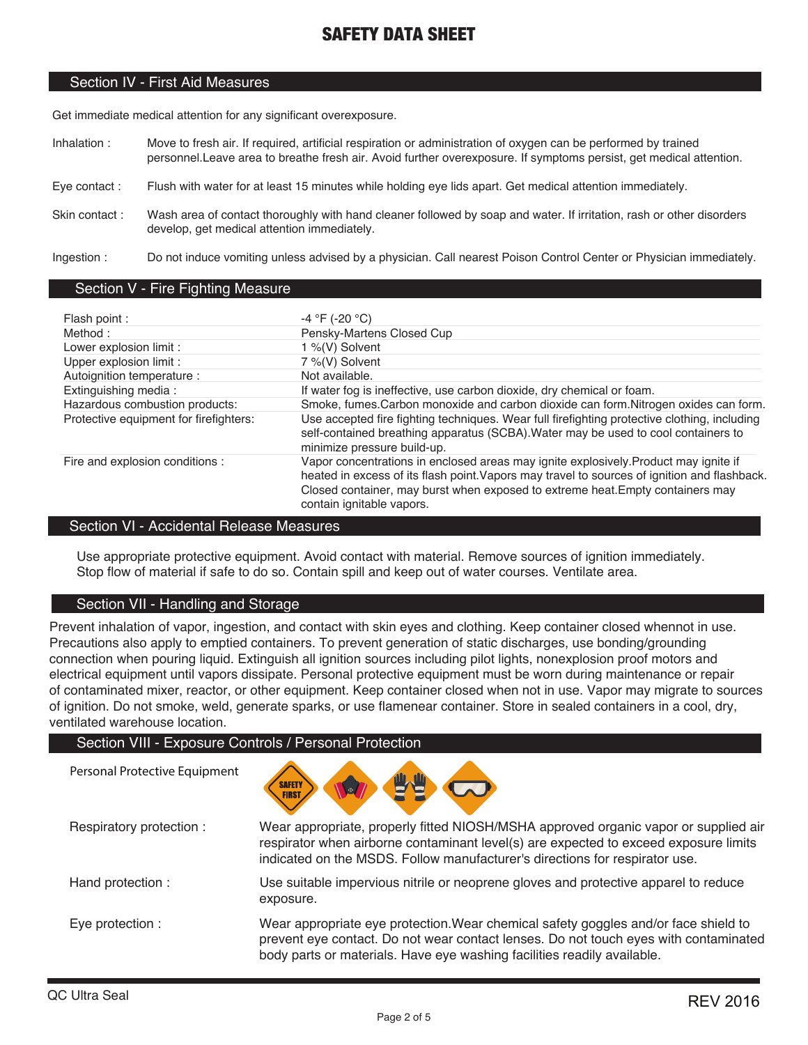# SAFETY DATA SHEET

## Section IV - First Aid Measures

Get immediate medical attention for any significant overexposure.

| | |
|---|---|
| Inhalation : | Move to fresh air. If required, artificial respiration or administration of oxygen can be performed by trained personnel.Leave area to breathe fresh air. Avoid further overexposure. If symptoms persist, get medical attention. |
| Eye contact : | Flush with water for at least 15 minutes while holding eye lids apart. Get medical attention immediately. |
| Skin contact : | Wash area of contact thoroughly with hand cleaner followed by soap and water. If irritation, rash or other disorders develop, get medical attention immediately. |
| Ingestion : | Do not induce vomiting unless advised by a physician. Call nearest Poison Control Center or Physician immediately. |

## Section V - Fire Fighting Measure

| | |
|---|---|
| Flash point : | -4 °F (-20 °C) |
| Method : | Pensky-Martens Closed Cup |
| Lower explosion limit : | 1 %(V) Solvent |
| Upper explosion limit : | 7 %(V) Solvent |
| Autoignition temperature : | Not available. |
| Extinguishing media : | If water fog is ineffective, use carbon dioxide, dry chemical or foam. |
| Hazardous combustion products: | Smoke, fumes.Carbon monoxide and carbon dioxide can form.Nitrogen oxides can form. |
| Protective equipment for firefighters: | Use accepted fire fighting techniques. Wear full firefighting protective clothing, including self-contained breathing apparatus (SCBA).Water may be used to cool containers to minimize pressure build-up. |
| Fire and explosion conditions : | Vapor concentrations in enclosed areas may ignite explosively.Product may ignite if heated in excess of its flash point.Vapors may travel to sources of ignition and flashback. Closed container, may burst when exposed to extreme heat.Empty containers may contain ignitable vapors. |

## Section VI - Accidental Release Measures

Use appropriate protective equipment. Avoid contact with material. Remove sources of ignition immediately. Stop flow of material if safe to do so. Contain spill and keep out of water courses. Ventilate area.

## Section VII - Handling and Storage

Prevent inhalation of vapor, ingestion, and contact with skin eyes and clothing. Keep container closed whennot in use. Precautions also apply to emptied containers. To prevent generation of static discharges, use bonding/grounding connection when pouring liquid. Extinguish all ignition sources including pilot lights, nonexplosion proof motors and electrical equipment until vapors dissipate. Personal protective equipment must be worn during maintenance or repair of contaminated mixer, reactor, or other equipment. Keep container closed when not in use. Vapor may migrate to sources of ignition. Do not smoke, weld, generate sparks, or use flamenear container. Store in sealed containers in a cool, dry, ventilated warehouse location.

## Section VIII - Exposure Controls / Personal Protection

Personal Protective Equipment

| | |
|---|---|
| Respiratory protection : | Wear appropriate, properly fitted NIOSH/MSHA approved organic vapor or supplied air respirator when airborne contaminant level(s) are expected to exceed exposure limits indicated on the MSDS. Follow manufacturer's directions for respirator use. |
| Hand protection : | Use suitable impervious nitrile or neoprene gloves and protective apparel to reduce exposure. |
| Eye protection : | Wear appropriate eye protection.Wear chemical safety goggles and/or face shield to prevent eye contact. Do not wear contact lenses. Do not touch eyes with contaminated body parts or materials. Have eye washing facilities readily available. |

QC Ultra Seal REV 2016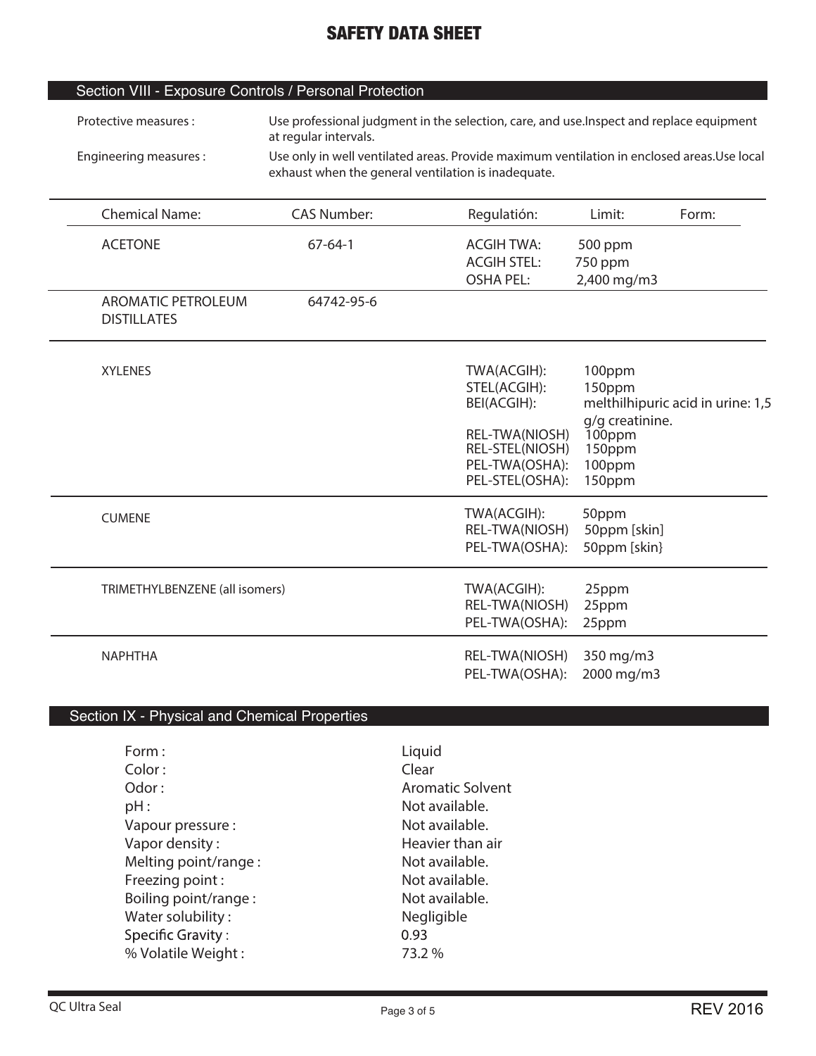# SAFETY DATA SHEET

## Section VIII - Exposure Controls / Personal Protection

Protective measures : Use professional judgment in the selection, care, and use.Inspect and replace equipment at regular intervals.

Engineering measures : Use only in well ventilated areas. Provide maximum ventilation in enclosed areas.Use local exhaust when the general ventilation is inadequate.

| Chemical Name: | CAS Number: | Regulatión: | Limit: | Form: |
|---|---|---|---|---|
| ACETONE | 67-64-1 | ACGIH TWA:<br>ACGIH STEL:<br>OSHA PEL: | 500 ppm<br>750 ppm<br>2,400 mg/m3 | |
| AROMATIC PETROLEUM DISTILLATES | 64742-95-6 | | | |
| XYLENES | | TWA(ACGIH):<br>STEL(ACGIH):<br>BEI(ACGIH):<br>REL-TWA(NIOSH)<br>REL-STEL(NIOSH)<br>PEL-TWA(OSHA):<br>PEL-STEL(OSHA): | 100ppm<br>150ppm<br>melthilhipuric acid in urine: 1,5 g/g creatinine.<br>100ppm<br>150ppm<br>100ppm<br>150ppm | |
| CUMENE | | TWA(ACGIH):<br>REL-TWA(NIOSH)<br>PEL-TWA(OSHA): | 50ppm<br>50ppm [skin]<br>50ppm [skin} | |
| TRIMETHYLBENZENE (all isomers) | | TWA(ACGIH):<br>REL-TWA(NIOSH)<br>PEL-TWA(OSHA): | 25ppm<br>25ppm<br>25ppm | |
| NAPHTHA | | REL-TWA(NIOSH)<br>PEL-TWA(OSHA): | 350 mg/m3<br>2000 mg/m3 | |

## Section IX - Physical and Chemical Properties

| | |
|---|---|
| Form : | Liquid |
| Color : | Clear |
| Odor : | Aromatic Solvent |
| pH : | Not available. |
| Vapour pressure : | Not available. |
| Vapor density : | Heavier than air |
| Melting point/range : | Not available. |
| Freezing point : | Not available. |
| Boiling point/range : | Not available. |
| Water solubility : | Negligible |
| Specific Gravity : | 0.93 |
| % Volatile Weight : | 73.2 % |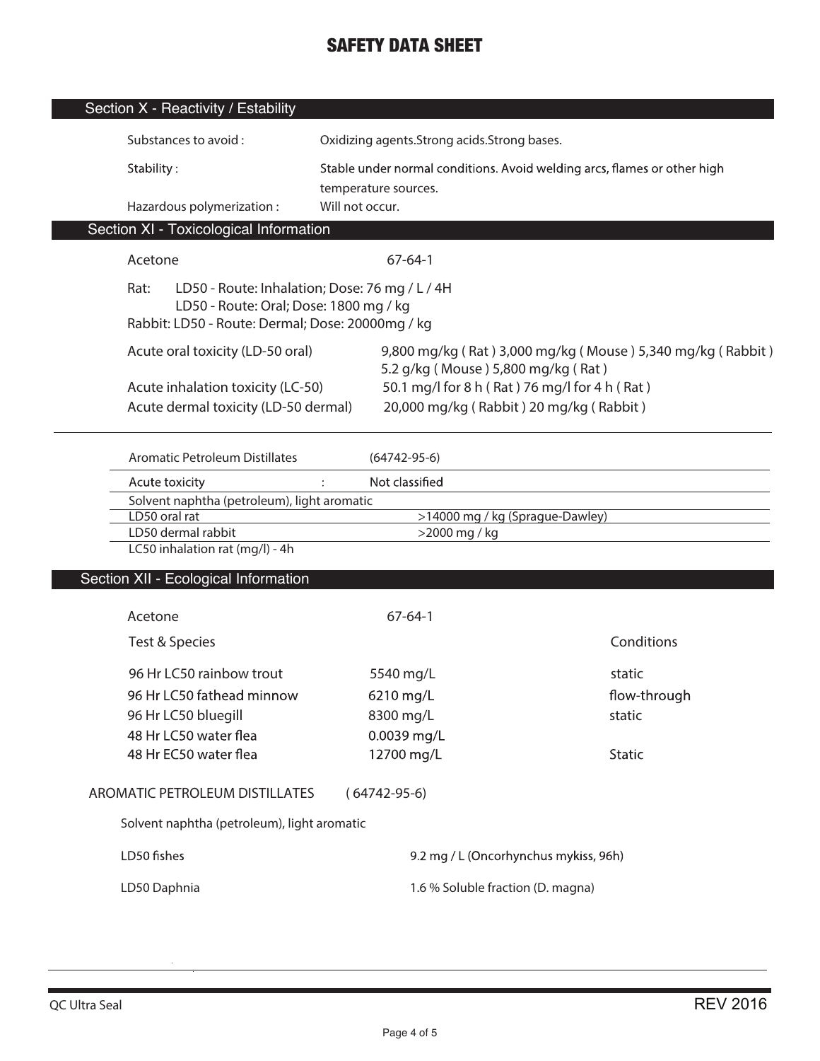# SAFETY DATA SHEET

## Section X - Reactivity / Estability

| | |
|---|---|
| Substances to avoid : | Oxidizing agents.Strong acids.Strong bases. |
| Stability : | Stable under normal conditions. Avoid welding arcs, flames or other high temperature sources. |
| Hazardous polymerization : | Will not occur. |

## Section XI - Toxicological Information

Acetone 67-64-1

Rat: LD50 - Route: Inhalation; Dose: 76 mg / L / 4H
LD50 - Route: Oral; Dose: 1800 mg / kg
Rabbit: LD50 - Route: Dermal; Dose: 20000mg / kg

| | |
|---|---|
| Acute oral toxicity (LD-50 oral) | 9,800 mg/kg ( Rat ) 3,000 mg/kg ( Mouse ) 5,340 mg/kg ( Rabbit ) 5.2 g/kg ( Mouse ) 5,800 mg/kg ( Rat ) |
| Acute inhalation toxicity (LC-50) | 50.1 mg/l for 8 h ( Rat ) 76 mg/l for 4 h ( Rat ) |
| Acute dermal toxicity (LD-50 dermal) | 20,000 mg/kg ( Rabbit ) 20 mg/kg ( Rabbit ) |

| Aromatic Petroleum Distillates | (64742-95-6) |
|---|---|
| Acute toxicity : | Not classified |
| Solvent naphtha (petroleum), light aromatic | |
| LD50 oral rat | >14000 mg / kg (Sprague-Dawley) |
| LD50 dermal rabbit | >2000 mg / kg |
| LC50 inhalation rat (mg/l) - 4h | |

## Section XII - Ecological Information

Acetone 67-64-1

| Test & Species | | Conditions |
|---|---|---|
| 96 Hr LC50 rainbow trout | 5540 mg/L | static |
| 96 Hr LC50 fathead minnow | 6210 mg/L | flow-through |
| 96 Hr LC50 bluegill | 8300 mg/L | static |
| 48 Hr LC50 water flea | 0.0039 mg/L | |
| 48 Hr EC50 water flea | 12700 mg/L | Static |

AROMATIC PETROLEUM DISTILLATES ( 64742-95-6)

Solvent naphtha (petroleum), light aromatic

| | |
|---|---|
| LD50 fishes | 9.2 mg / L (Oncorhynchus mykiss, 96h) |
| LD50 Daphnia | 1.6 % Soluble fraction (D. magna) |

QC Ultra Seal REV 2016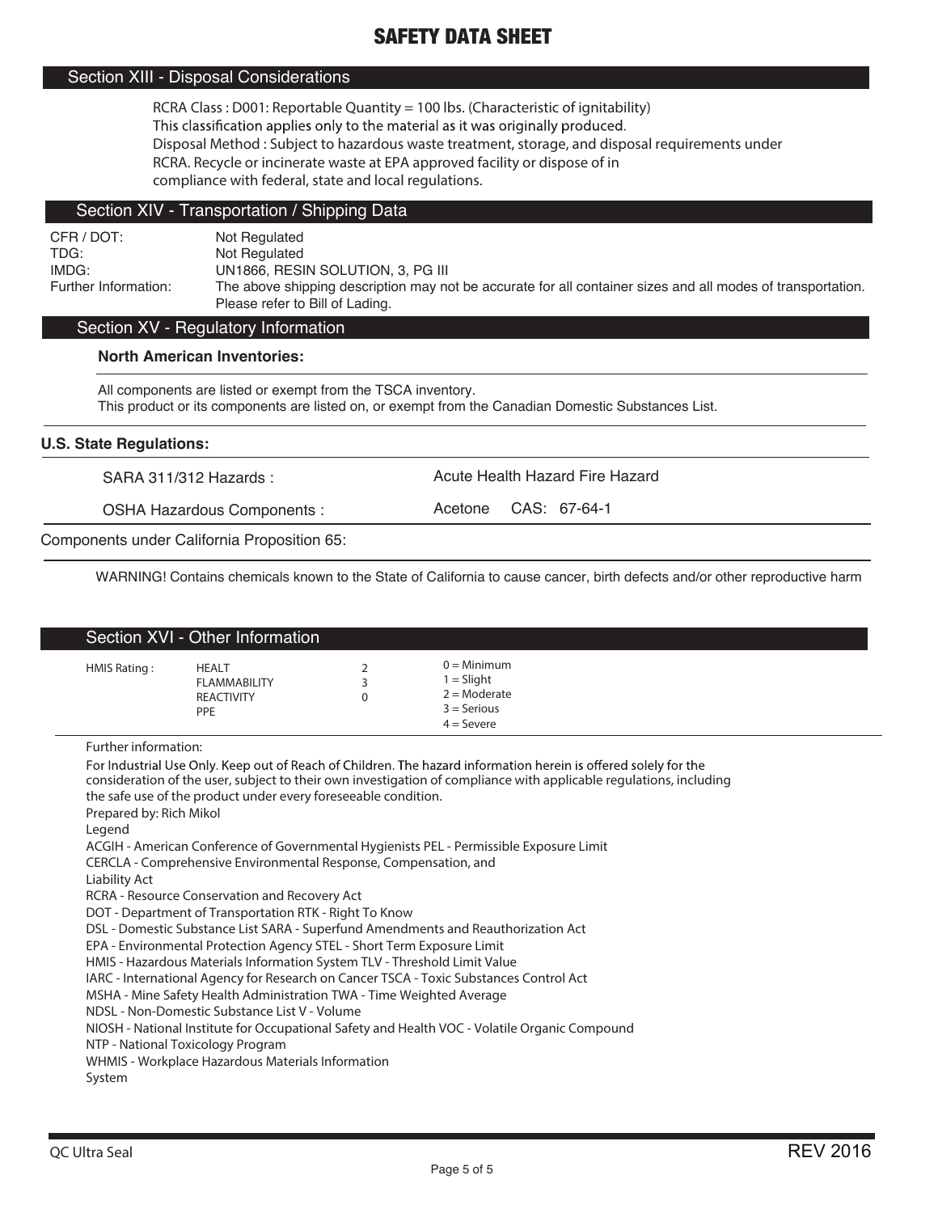# SAFETY DATA SHEET

## Section XIII - Disposal Considerations

RCRA Class : D001: Reportable Quantity = 100 lbs. (Characteristic of ignitability)
This classification applies only to the material as it was originally produced.
Disposal Method : Subject to hazardous waste treatment, storage, and disposal requirements under RCRA. Recycle or incinerate waste at EPA approved facility or dispose of in compliance with federal, state and local regulations.

## Section XIV - Transportation / Shipping Data

| | |
|---|---|
| CFR / DOT: | Not Regulated |
| TDG: | Not Regulated |
| IMDG: | UN1866, RESIN SOLUTION, 3, PG III |
| Further Information: | The above shipping description may not be accurate for all container sizes and all modes of transportation. Please refer to Bill of Lading. |

## Section XV - Regulatory Information

**North American Inventories:**

All components are listed or exempt from the TSCA inventory.
This product or its components are listed on, or exempt from the Canadian Domestic Substances List.

**U.S. State Regulations:**

| | |
|---|---|
| SARA 311/312 Hazards : | Acute Health Hazard Fire Hazard |
| OSHA Hazardous Components : | Acetone CAS: 67-64-1 |

Components under California Proposition 65:

WARNING! Contains chemicals known to the State of California to cause cancer, birth defects and/or other reproductive harm

## Section XVI - Other Information

| HMIS Rating : | | | |
|---|---|---|---|
| | HEALT | 2 | 0 = Minimum |
| | FLAMMABILITY | 3 | 1 = Slight |
| | REACTIVITY | 0 | 2 = Moderate |
| | PPE | | 3 = Serious |
| | | | 4 = Severe |

Further information:

For Industrial Use Only. Keep out of Reach of Children. The hazard information herein is offered solely for the consideration of the user, subject to their own investigation of compliance with applicable regulations, including the safe use of the product under every foreseeable condition.

Prepared by: Rich Mikol

Legend

ACGIH - American Conference of Governmental Hygienists PEL - Permissible Exposure Limit
CERCLA - Comprehensive Environmental Response, Compensation, and Liability Act
RCRA - Resource Conservation and Recovery Act
DOT - Department of Transportation RTK - Right To Know
DSL - Domestic Substance List SARA - Superfund Amendments and Reauthorization Act
EPA - Environmental Protection Agency STEL - Short Term Exposure Limit
HMIS - Hazardous Materials Information System TLV - Threshold Limit Value
IARC - International Agency for Research on Cancer TSCA - Toxic Substances Control Act
MSHA - Mine Safety Health Administration TWA - Time Weighted Average
NDSL - Non-Domestic Substance List V - Volume
NIOSH - National Institute for Occupational Safety and Health VOC - Volatile Organic Compound
NTP - National Toxicology Program
WHMIS - Workplace Hazardous Materials Information System

QC Ultra Seal REV 2016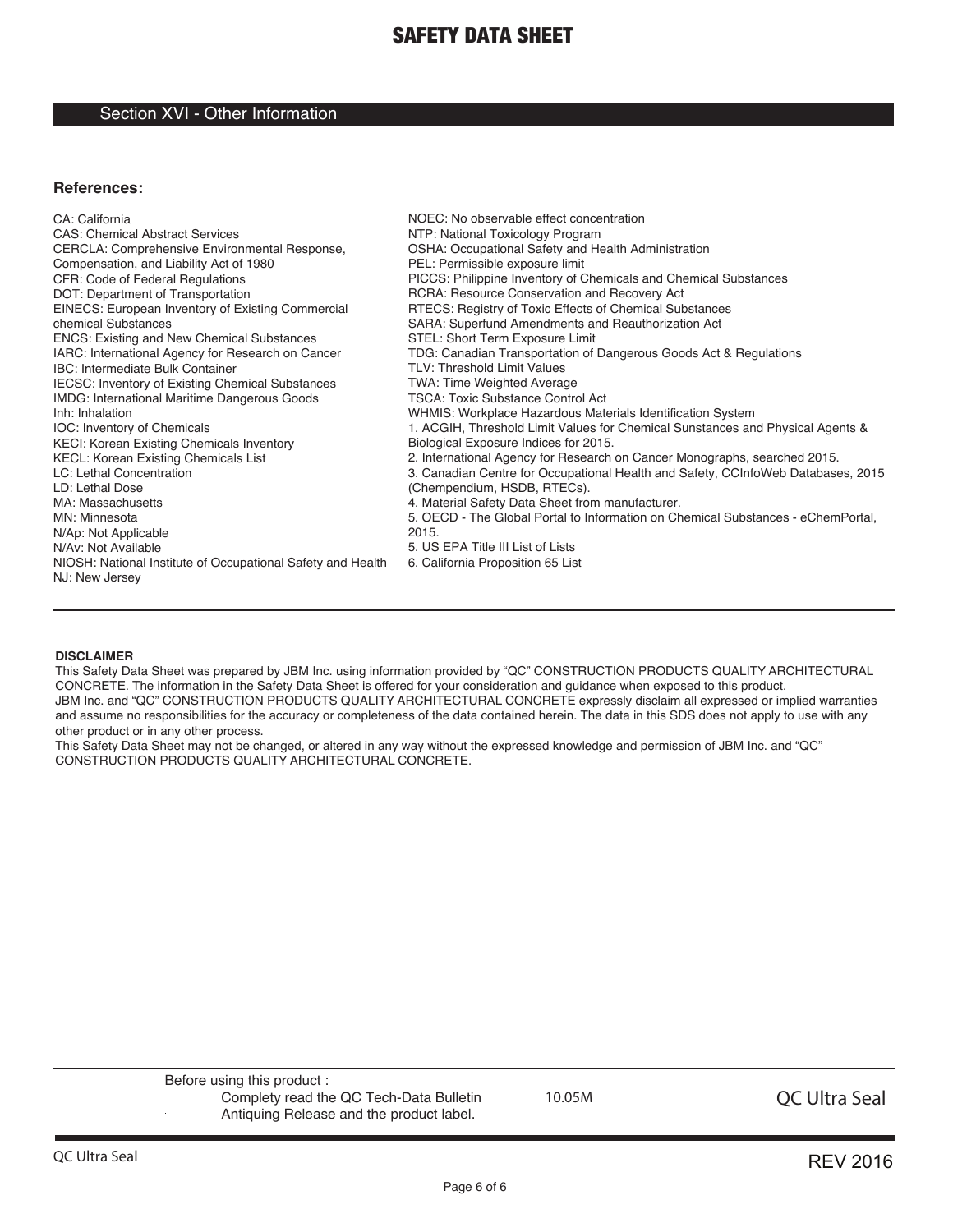## Section XVI - Other Information

### References:

CA: California
CAS: Chemical Abstract Services
CERCLA: Comprehensive Environmental Response, Compensation, and Liability Act of 1980
CFR: Code of Federal Regulations
DOT: Department of Transportation
EINECS: European Inventory of Existing Commercial chemical Substances
ENCS: Existing and New Chemical Substances
IARC: International Agency for Research on Cancer
IBC: Intermediate Bulk Container
IECSC: Inventory of Existing Chemical Substances
IMDG: International Maritime Dangerous Goods
Inh: Inhalation
IOC: Inventory of Chemicals
KECI: Korean Existing Chemicals Inventory
KECL: Korean Existing Chemicals List
LC: Lethal Concentration
LD: Lethal Dose
MA: Massachusetts
MN: Minnesota
N/Ap: Not Applicable
N/Av: Not Available
NIOSH: National Institute of Occupational Safety and Health
NJ: New Jersey
NOEC: No observable effect concentration
NTP: National Toxicology Program
OSHA: Occupational Safety and Health Administration
PEL: Permissible exposure limit
PICCS: Philippine Inventory of Chemicals and Chemical Substances
RCRA: Resource Conservation and Recovery Act
RTECS: Registry of Toxic Effects of Chemical Substances
SARA: Superfund Amendments and Reauthorization Act
STEL: Short Term Exposure Limit
TDG: Canadian Transportation of Dangerous Goods Act & Regulations
TLV: Threshold Limit Values
TWA: Time Weighted Average
TSCA: Toxic Substance Control Act
WHMIS: Workplace Hazardous Materials Identification System

1. ACGIH, Threshold Limit Values for Chemical Sunstances and Physical Agents & Biological Exposure Indices for 2015.
2. International Agency for Research on Cancer Monographs, searched 2015.
3. Canadian Centre for Occupational Health and Safety, CCInfoWeb Databases, 2015 (Chempendium, HSDB, RTECs).
4. Material Safety Data Sheet from manufacturer.
5. OECD - The Global Portal to Information on Chemical Substances - eChemPortal, 2015.
5. US EPA Title III List of Lists
6. California Proposition 65 List

**DISCLAIMER**

This Safety Data Sheet was prepared by JBM Inc. using information provided by "QC" CONSTRUCTION PRODUCTS QUALITY ARCHITECTURAL CONCRETE. The information in the Safety Data Sheet is offered for your consideration and guidance when exposed to this product.
JBM Inc. and "QC" CONSTRUCTION PRODUCTS QUALITY ARCHITECTURAL CONCRETE expressly disclaim all expressed or implied warranties and assume no responsibilities for the accuracy or completeness of the data contained herein. The data in this SDS does not apply to use with any other product or in any other process.
This Safety Data Sheet may not be changed, or altered in any way without the expressed knowledge and permission of JBM Inc. and "QC" CONSTRUCTION PRODUCTS QUALITY ARCHITECTURAL CONCRETE.

Before using this product :
Complety read the QC Tech-Data Bulletin
Antiquing Release and the product label.

10.05M

QC Ultra Seal